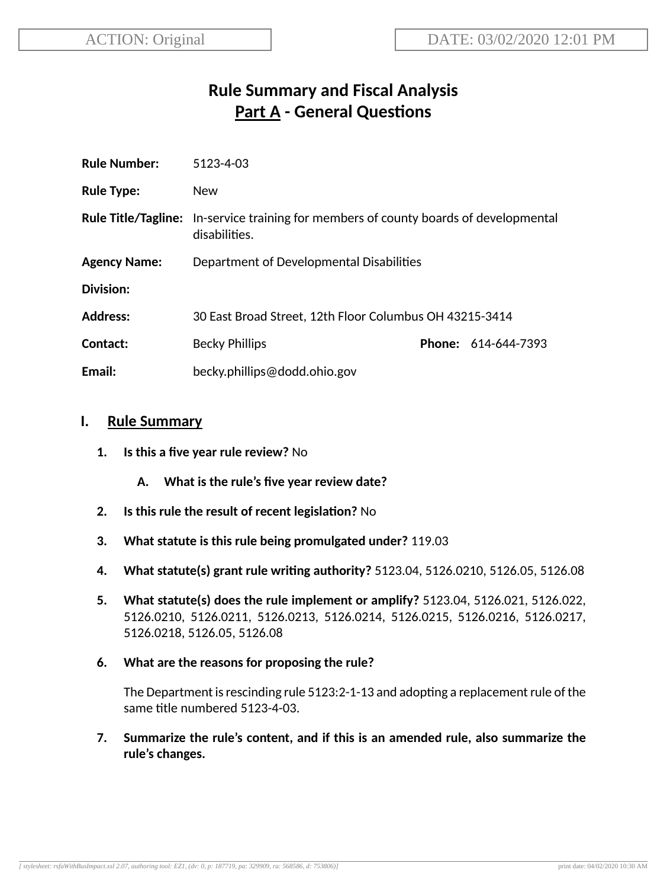ACTION: Original | DATE: 03/02/2020 12:01 PM

# Rule Summary and Fiscal Analysis
## Part A - General Questions

**Rule Number:** 5123-4-03

**Rule Type:** New

**Rule Title/Tagline:** In-service training for members of county boards of developmental disabilities.

**Agency Name:** Department of Developmental Disabilities

**Division:**

**Address:** 30 East Broad Street, 12th Floor Columbus OH 43215-3414

**Contact:** Becky Phillips **Phone:** 614-644-7393

**Email:** becky.phillips@dodd.ohio.gov

## I. Rule Summary

1. **Is this a five year rule review?** No

   A. **What is the rule's five year review date?**

2. **Is this rule the result of recent legislation?** No

3. **What statute is this rule being promulgated under?** 119.03

4. **What statute(s) grant rule writing authority?** 5123.04, 5126.0210, 5126.05, 5126.08

5. **What statute(s) does the rule implement or amplify?** 5123.04, 5126.021, 5126.022, 5126.0210, 5126.0211, 5126.0213, 5126.0214, 5126.0215, 5126.0216, 5126.0217, 5126.0218, 5126.05, 5126.08

6. **What are the reasons for proposing the rule?**

   The Department is rescinding rule 5123:2-1-13 and adopting a replacement rule of the same title numbered 5123-4-03.

7. **Summarize the rule's content, and if this is an amended rule, also summarize the rule's changes.**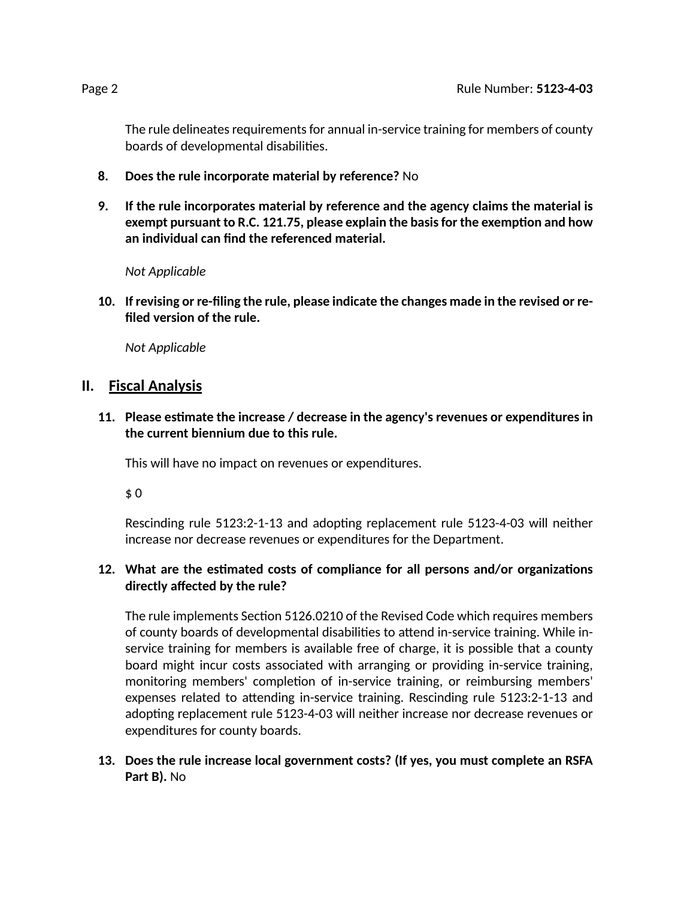The rule delineates requirements for annual in-service training for members of county boards of developmental disabilities.

8. **Does the rule incorporate material by reference?** No

9. **If the rule incorporates material by reference and the agency claims the material is exempt pursuant to R.C. 121.75, please explain the basis for the exemption and how an individual can find the referenced material.**

   *Not Applicable*

10. **If revising or re-filing the rule, please indicate the changes made in the revised or re-filed version of the rule.**

    *Not Applicable*

## II. Fiscal Analysis

11. **Please estimate the increase / decrease in the agency's revenues or expenditures in the current biennium due to this rule.**

    This will have no impact on revenues or expenditures.

    $ 0

    Rescinding rule 5123:2-1-13 and adopting replacement rule 5123-4-03 will neither increase nor decrease revenues or expenditures for the Department.

12. **What are the estimated costs of compliance for all persons and/or organizations directly affected by the rule?**

    The rule implements Section 5126.0210 of the Revised Code which requires members of county boards of developmental disabilities to attend in-service training. While in-service training for members is available free of charge, it is possible that a county board might incur costs associated with arranging or providing in-service training, monitoring members' completion of in-service training, or reimbursing members' expenses related to attending in-service training. Rescinding rule 5123:2-1-13 and adopting replacement rule 5123-4-03 will neither increase nor decrease revenues or expenditures for county boards.

13. **Does the rule increase local government costs? (If yes, you must complete an RSFA Part B).** No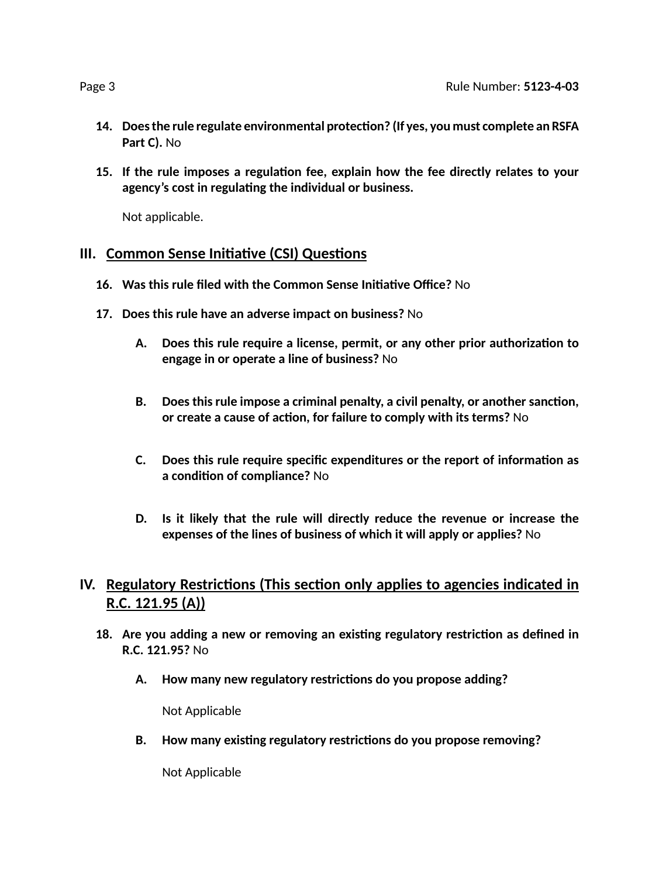**14. Does the rule regulate environmental protection? (If yes, you must complete an RSFA Part C).** No

**15. If the rule imposes a regulation fee, explain how the fee directly relates to your agency's cost in regulating the individual or business.**

Not applicable.

## III. Common Sense Initiative (CSI) Questions

**16. Was this rule filed with the Common Sense Initiative Office?** No

**17. Does this rule have an adverse impact on business?** No

**A. Does this rule require a license, permit, or any other prior authorization to engage in or operate a line of business?** No

**B. Does this rule impose a criminal penalty, a civil penalty, or another sanction, or create a cause of action, for failure to comply with its terms?** No

**C. Does this rule require specific expenditures or the report of information as a condition of compliance?** No

**D. Is it likely that the rule will directly reduce the revenue or increase the expenses of the lines of business of which it will apply or applies?** No

## IV. Regulatory Restrictions (This section only applies to agencies indicated in R.C. 121.95 (A))

**18. Are you adding a new or removing an existing regulatory restriction as defined in R.C. 121.95?** No

**A. How many new regulatory restrictions do you propose adding?**

Not Applicable

**B. How many existing regulatory restrictions do you propose removing?**

Not Applicable